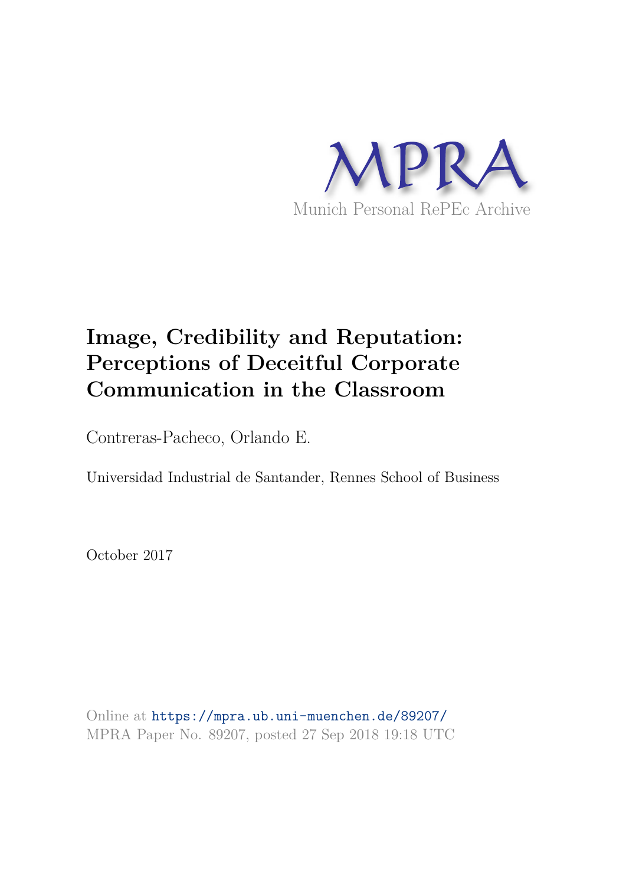MPRA

Munich Personal RePEc Archive

# Image, Credibility and Reputation: Perceptions of Deceitful Corporate Communication in the Classroom

Contreras-Pacheco, Orlando E.

Universidad Industrial de Santander, Rennes School of Business

October 2017

Online at https://mpra.ub.uni-muenchen.de/89207/
MPRA Paper No. 89207, posted 27 Sep 2018 19:18 UTC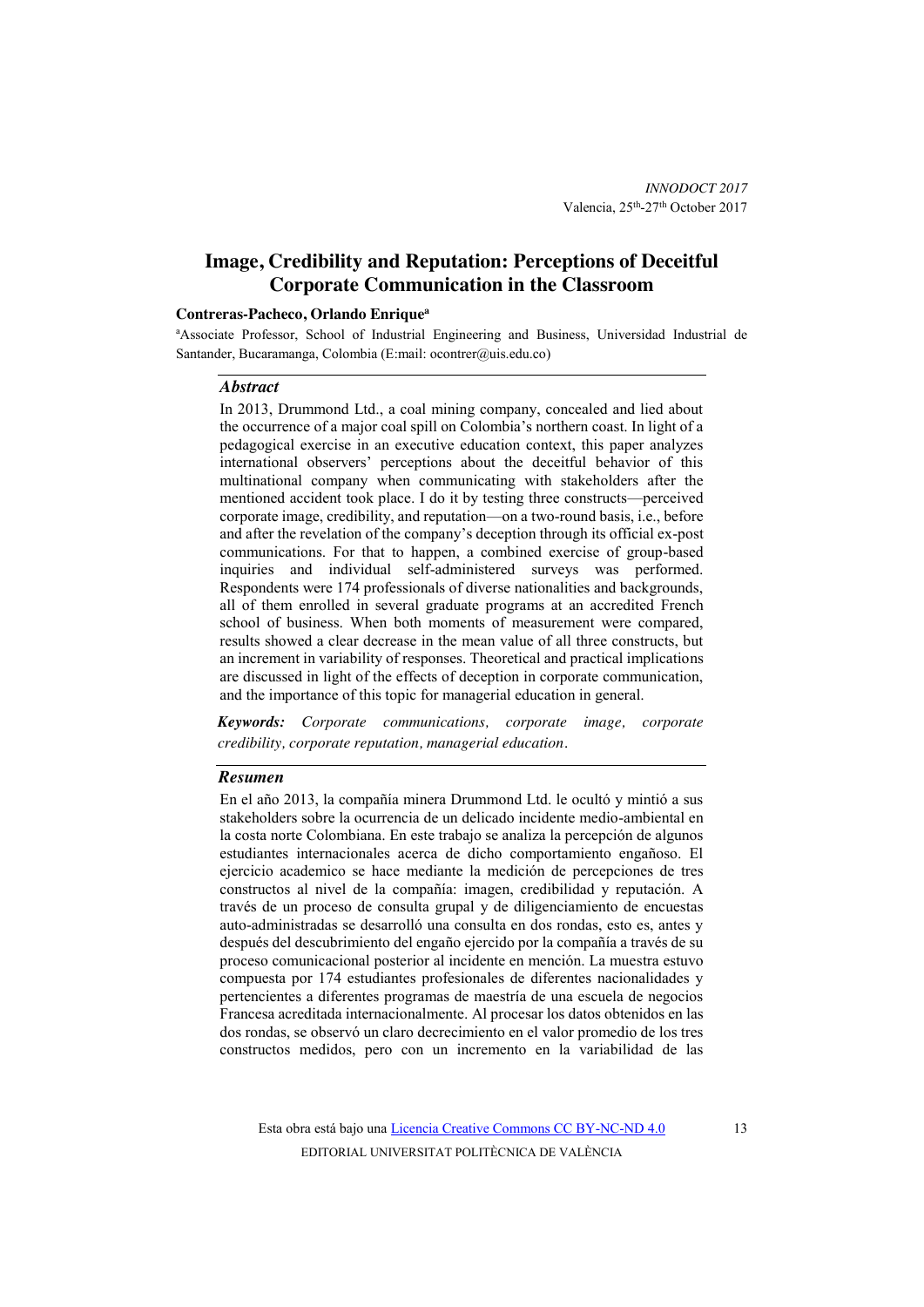# Image, Credibility and Reputation: Perceptions of Deceitful Corporate Communication in the Classroom

**Contreras-Pacheco, Orlando Enrique**[a]

[a]Associate Professor, School of Industrial Engineering and Business, Universidad Industrial de Santander, Bucaramanga, Colombia (E:mail: ocontrer@uis.edu.co)

## *Abstract*

In 2013, Drummond Ltd., a coal mining company, concealed and lied about the occurrence of a major coal spill on Colombia's northern coast. In light of a pedagogical exercise in an executive education context, this paper analyzes international observers' perceptions about the deceitful behavior of this multinational company when communicating with stakeholders after the mentioned accident took place. I do it by testing three constructs—perceived corporate image, credibility, and reputation—on a two-round basis, i.e., before and after the revelation of the company's deception through its official ex-post communications. For that to happen, a combined exercise of group-based inquiries and individual self-administered surveys was performed. Respondents were 174 professionals of diverse nationalities and backgrounds, all of them enrolled in several graduate programs at an accredited French school of business. When both moments of measurement were compared, results showed a clear decrease in the mean value of all three constructs, but an increment in variability of responses. Theoretical and practical implications are discussed in light of the effects of deception in corporate communication, and the importance of this topic for managerial education in general.

***Keywords:*** *Corporate communications, corporate image, corporate credibility, corporate reputation, managerial education.*

## *Resumen*

En el año 2013, la compañía minera Drummond Ltd. le ocultó y mintió a sus stakeholders sobre la ocurrencia de un delicado incidente medio-ambiental en la costa norte Colombiana. En este trabajo se analiza la percepción de algunos estudiantes internacionales acerca de dicho comportamiento engañoso. El ejercicio academico se hace mediante la medición de percepciones de tres constructos al nivel de la compañía: imagen, credibilidad y reputación. A través de un proceso de consulta grupal y de diligenciamiento de encuestas auto-administradas se desarrolló una consulta en dos rondas, esto es, antes y después del descubrimiento del engaño ejercido por la compañía a través de su proceso comunicacional posterior al incidente en mención. La muestra estuvo compuesta por 174 estudiantes profesionales de diferentes nacionalidades y pertenecientes a diferentes programas de maestría de una escuela de negocios Francesa acreditada internacionalmente. Al procesar los datos obtenidos en las dos rondas, se observó un claro decrecimiento en el valor promedio de los tres constructos medidos, pero con un incremento en la variabilidad de las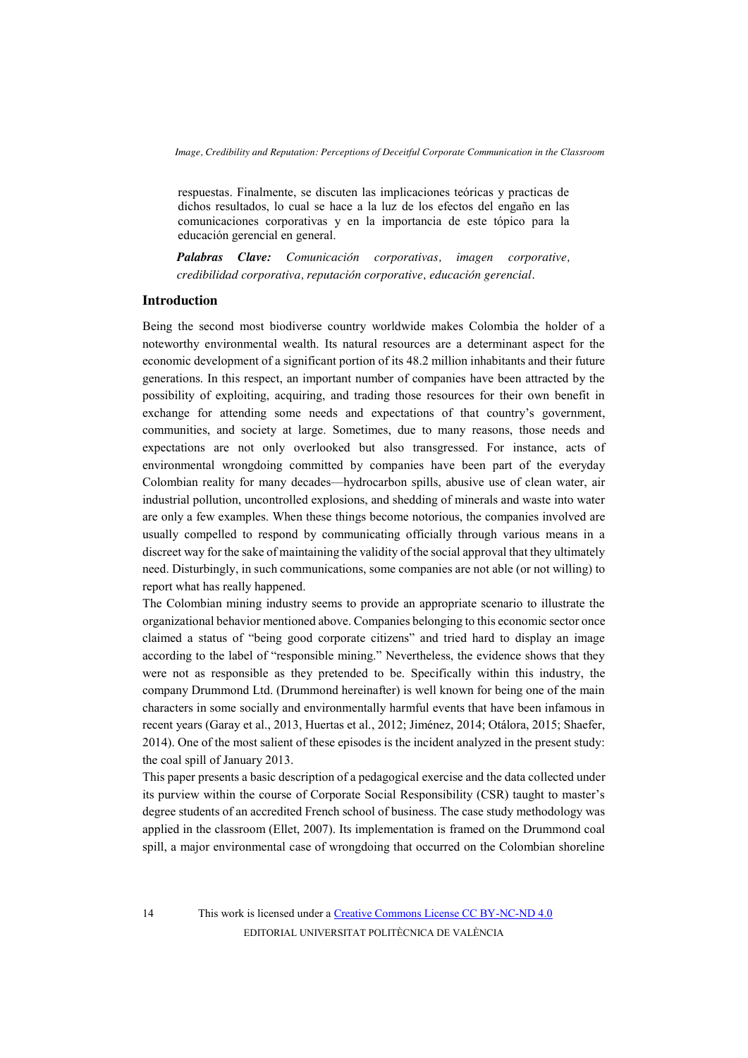respuestas. Finalmente, se discuten las implicaciones teóricas y practicas de dichos resultados, lo cual se hace a la luz de los efectos del engaño en las comunicaciones corporativas y en la importancia de este tópico para la educación gerencial en general.

***Palabras Clave:*** *Comunicación corporativas, imagen corporative, credibilidad corporativa, reputación corporative, educación gerencial.*

## Introduction

Being the second most biodiverse country worldwide makes Colombia the holder of a noteworthy environmental wealth. Its natural resources are a determinant aspect for the economic development of a significant portion of its 48.2 million inhabitants and their future generations. In this respect, an important number of companies have been attracted by the possibility of exploiting, acquiring, and trading those resources for their own benefit in exchange for attending some needs and expectations of that country's government, communities, and society at large. Sometimes, due to many reasons, those needs and expectations are not only overlooked but also transgressed. For instance, acts of environmental wrongdoing committed by companies have been part of the everyday Colombian reality for many decades—hydrocarbon spills, abusive use of clean water, air industrial pollution, uncontrolled explosions, and shedding of minerals and waste into water are only a few examples. When these things become notorious, the companies involved are usually compelled to respond by communicating officially through various means in a discreet way for the sake of maintaining the validity of the social approval that they ultimately need. Disturbingly, in such communications, some companies are not able (or not willing) to report what has really happened.

The Colombian mining industry seems to provide an appropriate scenario to illustrate the organizational behavior mentioned above. Companies belonging to this economic sector once claimed a status of "being good corporate citizens" and tried hard to display an image according to the label of "responsible mining." Nevertheless, the evidence shows that they were not as responsible as they pretended to be. Specifically within this industry, the company Drummond Ltd. (Drummond hereinafter) is well known for being one of the main characters in some socially and environmentally harmful events that have been infamous in recent years (Garay et al., 2013, Huertas et al., 2012; Jiménez, 2014; Otálora, 2015; Shaefer, 2014). One of the most salient of these episodes is the incident analyzed in the present study: the coal spill of January 2013.

This paper presents a basic description of a pedagogical exercise and the data collected under its purview within the course of Corporate Social Responsibility (CSR) taught to master's degree students of an accredited French school of business. The case study methodology was applied in the classroom (Ellet, 2007). Its implementation is framed on the Drummond coal spill, a major environmental case of wrongdoing that occurred on the Colombian shoreline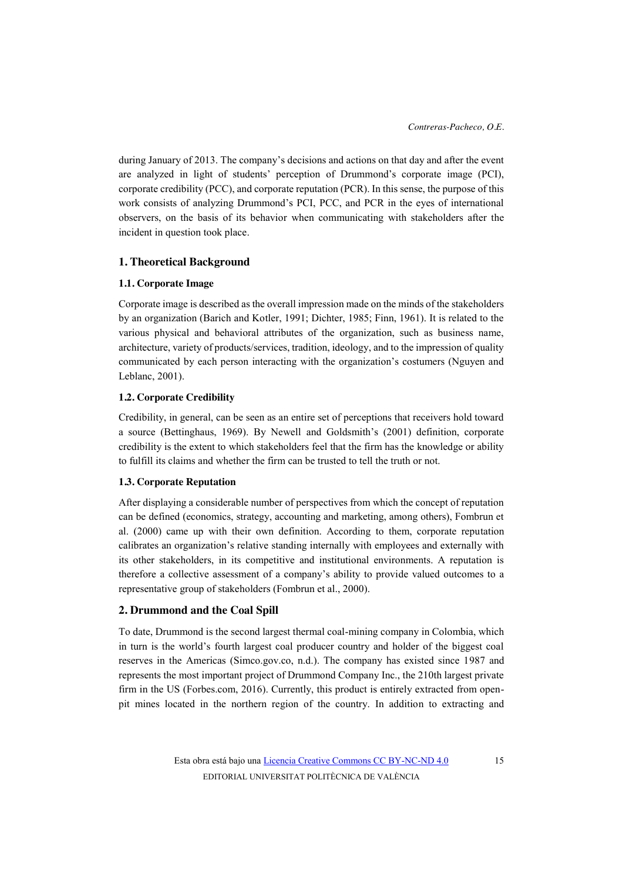during January of 2013. The company's decisions and actions on that day and after the event are analyzed in light of students' perception of Drummond's corporate image (PCI), corporate credibility (PCC), and corporate reputation (PCR). In this sense, the purpose of this work consists of analyzing Drummond's PCI, PCC, and PCR in the eyes of international observers, on the basis of its behavior when communicating with stakeholders after the incident in question took place.

## 1. Theoretical Background

### 1.1. Corporate Image

Corporate image is described as the overall impression made on the minds of the stakeholders by an organization (Barich and Kotler, 1991; Dichter, 1985; Finn, 1961). It is related to the various physical and behavioral attributes of the organization, such as business name, architecture, variety of products/services, tradition, ideology, and to the impression of quality communicated by each person interacting with the organization's costumers (Nguyen and Leblanc, 2001).

### 1.2. Corporate Credibility

Credibility, in general, can be seen as an entire set of perceptions that receivers hold toward a source (Bettinghaus, 1969). By Newell and Goldsmith's (2001) definition, corporate credibility is the extent to which stakeholders feel that the firm has the knowledge or ability to fulfill its claims and whether the firm can be trusted to tell the truth or not.

### 1.3. Corporate Reputation

After displaying a considerable number of perspectives from which the concept of reputation can be defined (economics, strategy, accounting and marketing, among others), Fombrun et al. (2000) came up with their own definition. According to them, corporate reputation calibrates an organization's relative standing internally with employees and externally with its other stakeholders, in its competitive and institutional environments. A reputation is therefore a collective assessment of a company's ability to provide valued outcomes to a representative group of stakeholders (Fombrun et al., 2000).

## 2. Drummond and the Coal Spill

To date, Drummond is the second largest thermal coal-mining company in Colombia, which in turn is the world's fourth largest coal producer country and holder of the biggest coal reserves in the Americas (Simco.gov.co, n.d.). The company has existed since 1987 and represents the most important project of Drummond Company Inc., the 210th largest private firm in the US (Forbes.com, 2016). Currently, this product is entirely extracted from open-pit mines located in the northern region of the country. In addition to extracting and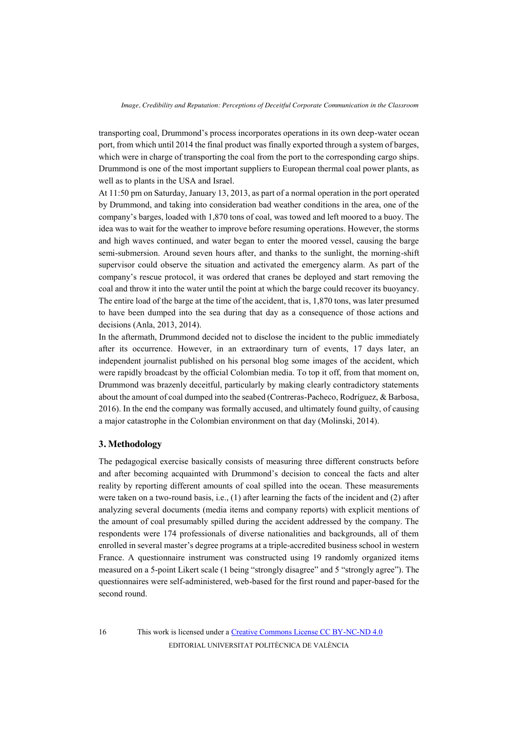transporting coal, Drummond's process incorporates operations in its own deep-water ocean port, from which until 2014 the final product was finally exported through a system of barges, which were in charge of transporting the coal from the port to the corresponding cargo ships. Drummond is one of the most important suppliers to European thermal coal power plants, as well as to plants in the USA and Israel.

At 11:50 pm on Saturday, January 13, 2013, as part of a normal operation in the port operated by Drummond, and taking into consideration bad weather conditions in the area, one of the company's barges, loaded with 1,870 tons of coal, was towed and left moored to a buoy. The idea was to wait for the weather to improve before resuming operations. However, the storms and high waves continued, and water began to enter the moored vessel, causing the barge semi-submersion. Around seven hours after, and thanks to the sunlight, the morning-shift supervisor could observe the situation and activated the emergency alarm. As part of the company's rescue protocol, it was ordered that cranes be deployed and start removing the coal and throw it into the water until the point at which the barge could recover its buoyancy. The entire load of the barge at the time of the accident, that is, 1,870 tons, was later presumed to have been dumped into the sea during that day as a consequence of those actions and decisions (Anla, 2013, 2014).

In the aftermath, Drummond decided not to disclose the incident to the public immediately after its occurrence. However, in an extraordinary turn of events, 17 days later, an independent journalist published on his personal blog some images of the accident, which were rapidly broadcast by the official Colombian media. To top it off, from that moment on, Drummond was brazenly deceitful, particularly by making clearly contradictory statements about the amount of coal dumped into the seabed (Contreras-Pacheco, Rodríguez, & Barbosa, 2016). In the end the company was formally accused, and ultimately found guilty, of causing a major catastrophe in the Colombian environment on that day (Molinski, 2014).

## 3. Methodology

The pedagogical exercise basically consists of measuring three different constructs before and after becoming acquainted with Drummond's decision to conceal the facts and alter reality by reporting different amounts of coal spilled into the ocean. These measurements were taken on a two-round basis, i.e., (1) after learning the facts of the incident and (2) after analyzing several documents (media items and company reports) with explicit mentions of the amount of coal presumably spilled during the accident addressed by the company. The respondents were 174 professionals of diverse nationalities and backgrounds, all of them enrolled in several master's degree programs at a triple-accredited business school in western France. A questionnaire instrument was constructed using 19 randomly organized items measured on a 5-point Likert scale (1 being "strongly disagree" and 5 "strongly agree"). The questionnaires were self-administered, web-based for the first round and paper-based for the second round.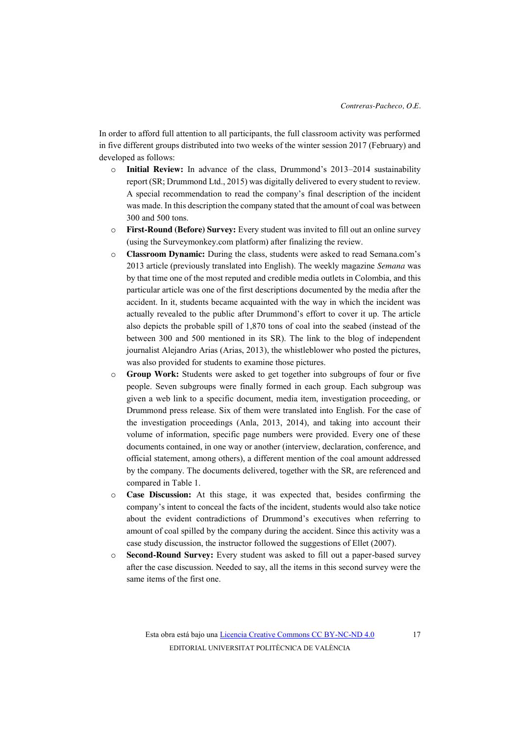In order to afford full attention to all participants, the full classroom activity was performed in five different groups distributed into two weeks of the winter session 2017 (February) and developed as follows:

- **Initial Review:** In advance of the class, Drummond's 2013–2014 sustainability report (SR; Drummond Ltd., 2015) was digitally delivered to every student to review. A special recommendation to read the company's final description of the incident was made. In this description the company stated that the amount of coal was between 300 and 500 tons.
- **First-Round (Before) Survey:** Every student was invited to fill out an online survey (using the Surveymonkey.com platform) after finalizing the review.
- **Classroom Dynamic:** During the class, students were asked to read Semana.com's 2013 article (previously translated into English). The weekly magazine *Semana* was by that time one of the most reputed and credible media outlets in Colombia, and this particular article was one of the first descriptions documented by the media after the accident. In it, students became acquainted with the way in which the incident was actually revealed to the public after Drummond's effort to cover it up. The article also depicts the probable spill of 1,870 tons of coal into the seabed (instead of the between 300 and 500 mentioned in its SR). The link to the blog of independent journalist Alejandro Arias (Arias, 2013), the whistleblower who posted the pictures, was also provided for students to examine those pictures.
- **Group Work:** Students were asked to get together into subgroups of four or five people. Seven subgroups were finally formed in each group. Each subgroup was given a web link to a specific document, media item, investigation proceeding, or Drummond press release. Six of them were translated into English. For the case of the investigation proceedings (Anla, 2013, 2014), and taking into account their volume of information, specific page numbers were provided. Every one of these documents contained, in one way or another (interview, declaration, conference, and official statement, among others), a different mention of the coal amount addressed by the company. The documents delivered, together with the SR, are referenced and compared in Table 1.
- **Case Discussion:** At this stage, it was expected that, besides confirming the company's intent to conceal the facts of the incident, students would also take notice about the evident contradictions of Drummond's executives when referring to amount of coal spilled by the company during the accident. Since this activity was a case study discussion, the instructor followed the suggestions of Ellet (2007).
- **Second-Round Survey:** Every student was asked to fill out a paper-based survey after the case discussion. Needed to say, all the items in this second survey were the same items of the first one.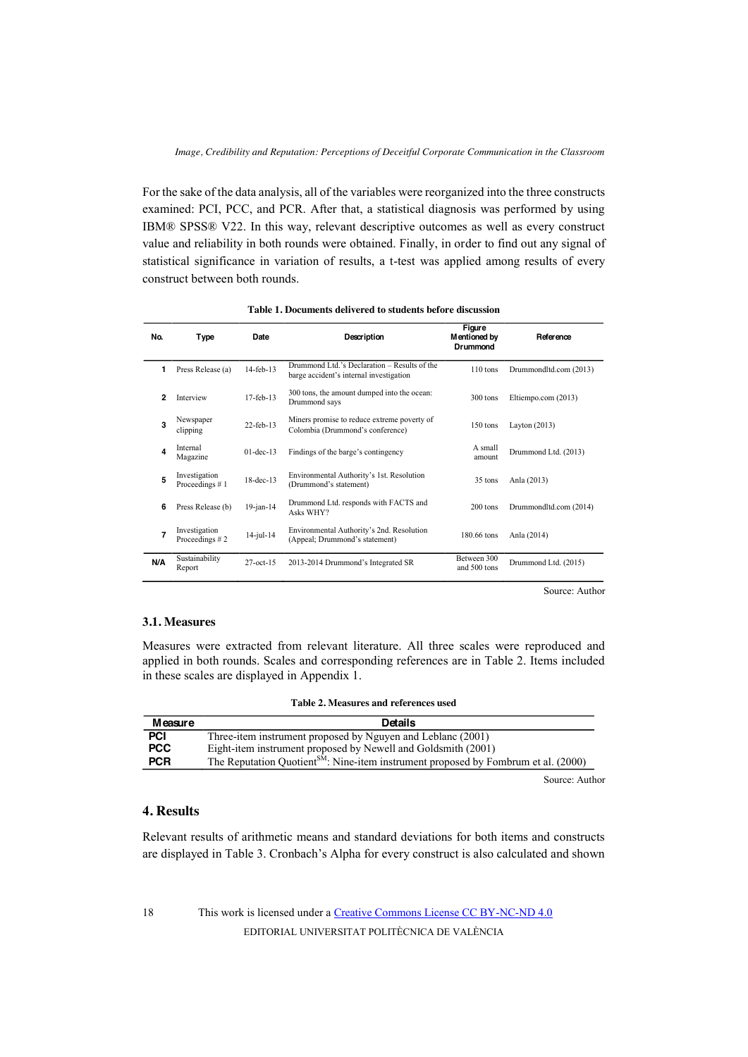For the sake of the data analysis, all of the variables were reorganized into the three constructs examined: PCI, PCC, and PCR. After that, a statistical diagnosis was performed by using IBM® SPSS® V22. In this way, relevant descriptive outcomes as well as every construct value and reliability in both rounds were obtained. Finally, in order to find out any signal of statistical significance in variation of results, a t-test was applied among results of every construct between both rounds.

**Table 1. Documents delivered to students before discussion**

| No. | Type | Date | Description | Figure Mentioned by Drummond | Reference |
|---|---|---|---|---|---|
| 1 | Press Release (a) | 14-feb-13 | Drummond Ltd.'s Declaration – Results of the barge accident's internal investigation | 110 tons | Drummondltd.com (2013) |
| 2 | Interview | 17-feb-13 | 300 tons, the amount dumped into the ocean: Drummond says | 300 tons | Eltiempo.com (2013) |
| 3 | Newspaper clipping | 22-feb-13 | Miners promise to reduce extreme poverty of Colombia (Drummond's conference) | 150 tons | Layton (2013) |
| 4 | Internal Magazine | 01-dec-13 | Findings of the barge's contingency | A small amount | Drummond Ltd. (2013) |
| 5 | Investigation Proceedings # 1 | 18-dec-13 | Environmental Authority's 1st. Resolution (Drummond's statement) | 35 tons | Anla (2013) |
| 6 | Press Release (b) | 19-jan-14 | Drummond Ltd. responds with FACTS and Asks WHY? | 200 tons | Drummondltd.com (2014) |
| 7 | Investigation Proceedings # 2 | 14-jul-14 | Environmental Authority's 2nd. Resolution (Appeal; Drummond's statement) | 180.66 tons | Anla (2014) |
| N/A | Sustainability Report | 27-oct-15 | 2013-2014 Drummond's Integrated SR | Between 300 and 500 tons | Drummond Ltd. (2015) |

Source: Author

### 3.1. Measures

Measures were extracted from relevant literature. All three scales were reproduced and applied in both rounds. Scales and corresponding references are in Table 2. Items included in these scales are displayed in Appendix 1.

**Table 2. Measures and references used**

| Measure | Details |
|---|---|
| PCI | Three-item instrument proposed by Nguyen and Leblanc (2001) |
| PCC | Eight-item instrument proposed by Newell and Goldsmith (2001) |
| PCR | The Reputation Quotient[SM]: Nine-item instrument proposed by Fombrum et al. (2000) |

Source: Author

## 4. Results

Relevant results of arithmetic means and standard deviations for both items and constructs are displayed in Table 3. Cronbach's Alpha for every construct is also calculated and shown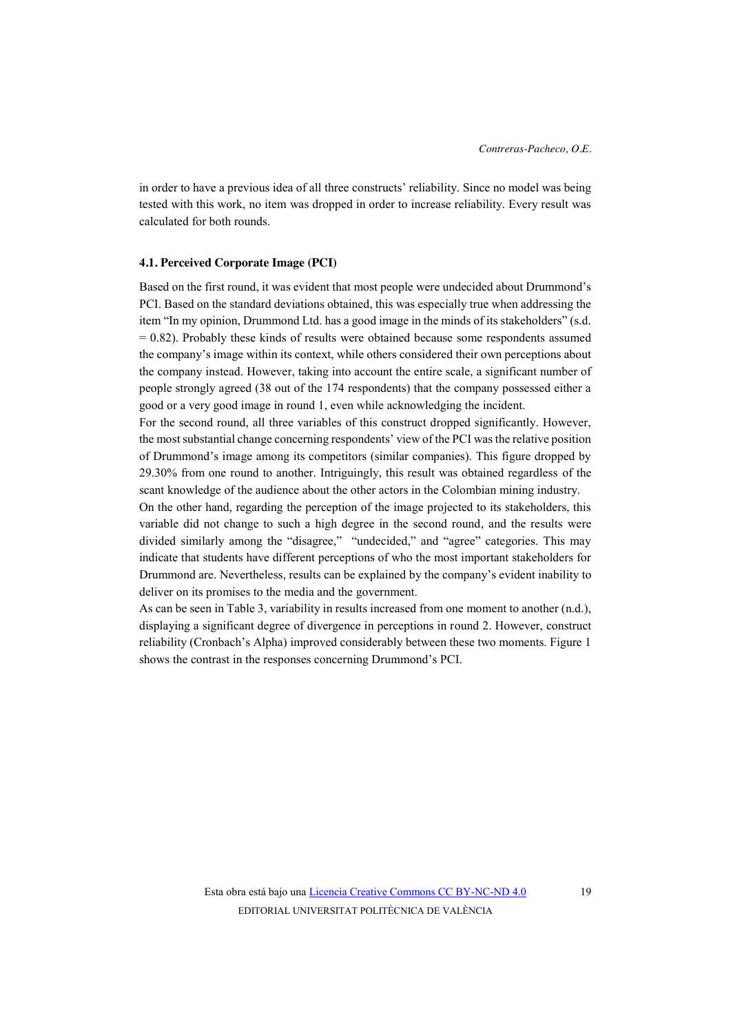in order to have a previous idea of all three constructs' reliability. Since no model was being tested with this work, no item was dropped in order to increase reliability. Every result was calculated for both rounds.

### 4.1. Perceived Corporate Image (PCI)

Based on the first round, it was evident that most people were undecided about Drummond's PCI. Based on the standard deviations obtained, this was especially true when addressing the item "In my opinion, Drummond Ltd. has a good image in the minds of its stakeholders" (s.d. = 0.82). Probably these kinds of results were obtained because some respondents assumed the company's image within its context, while others considered their own perceptions about the company instead. However, taking into account the entire scale, a significant number of people strongly agreed (38 out of the 174 respondents) that the company possessed either a good or a very good image in round 1, even while acknowledging the incident.

For the second round, all three variables of this construct dropped significantly. However, the most substantial change concerning respondents' view of the PCI was the relative position of Drummond's image among its competitors (similar companies). This figure dropped by 29.30% from one round to another. Intriguingly, this result was obtained regardless of the scant knowledge of the audience about the other actors in the Colombian mining industry.

On the other hand, regarding the perception of the image projected to its stakeholders, this variable did not change to such a high degree in the second round, and the results were divided similarly among the "disagree," "undecided," and "agree" categories. This may indicate that students have different perceptions of who the most important stakeholders for Drummond are. Nevertheless, results can be explained by the company's evident inability to deliver on its promises to the media and the government.

As can be seen in Table 3, variability in results increased from one moment to another (n.d.), displaying a significant degree of divergence in perceptions in round 2. However, construct reliability (Cronbach's Alpha) improved considerably between these two moments. Figure 1 shows the contrast in the responses concerning Drummond's PCI.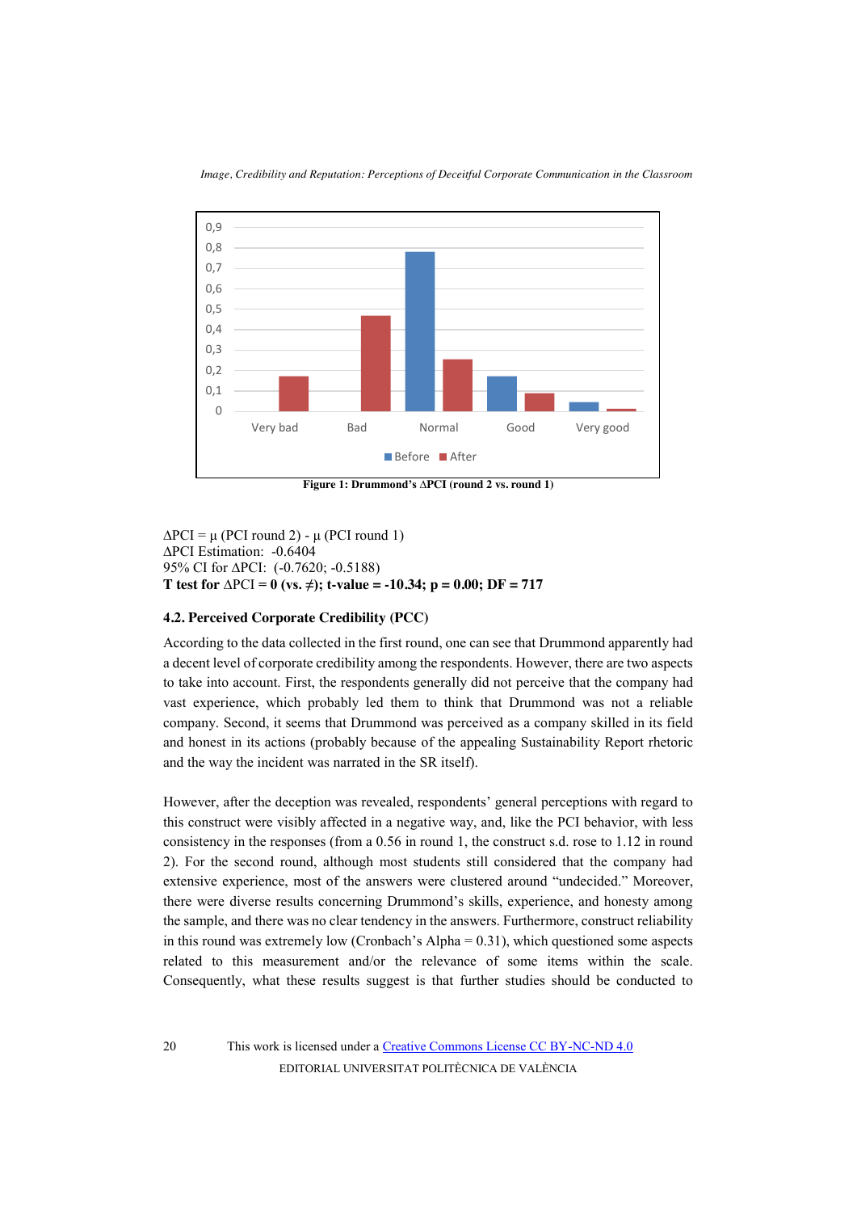**Figure 1: Drummond's ΔPCI (round 2 vs. round 1)**

ΔPCI = μ (PCI round 2) - μ (PCI round 1)
ΔPCI Estimation: -0.6404
95% CI for ΔPCI: (-0.7620; -0.5188)
**T test for ΔPCI = 0 (vs. ≠); t-value = -10.34; p = 0.00; DF = 717**

### 4.2. Perceived Corporate Credibility (PCC)

According to the data collected in the first round, one can see that Drummond apparently had a decent level of corporate credibility among the respondents. However, there are two aspects to take into account. First, the respondents generally did not perceive that the company had vast experience, which probably led them to think that Drummond was not a reliable company. Second, it seems that Drummond was perceived as a company skilled in its field and honest in its actions (probably because of the appealing Sustainability Report rhetoric and the way the incident was narrated in the SR itself).

However, after the deception was revealed, respondents' general perceptions with regard to this construct were visibly affected in a negative way, and, like the PCI behavior, with less consistency in the responses (from a 0.56 in round 1, the construct s.d. rose to 1.12 in round 2). For the second round, although most students still considered that the company had extensive experience, most of the answers were clustered around "undecided." Moreover, there were diverse results concerning Drummond's skills, experience, and honesty among the sample, and there was no clear tendency in the answers. Furthermore, construct reliability in this round was extremely low (Cronbach's Alpha = 0.31), which questioned some aspects related to this measurement and/or the relevance of some items within the scale. Consequently, what these results suggest is that further studies should be conducted to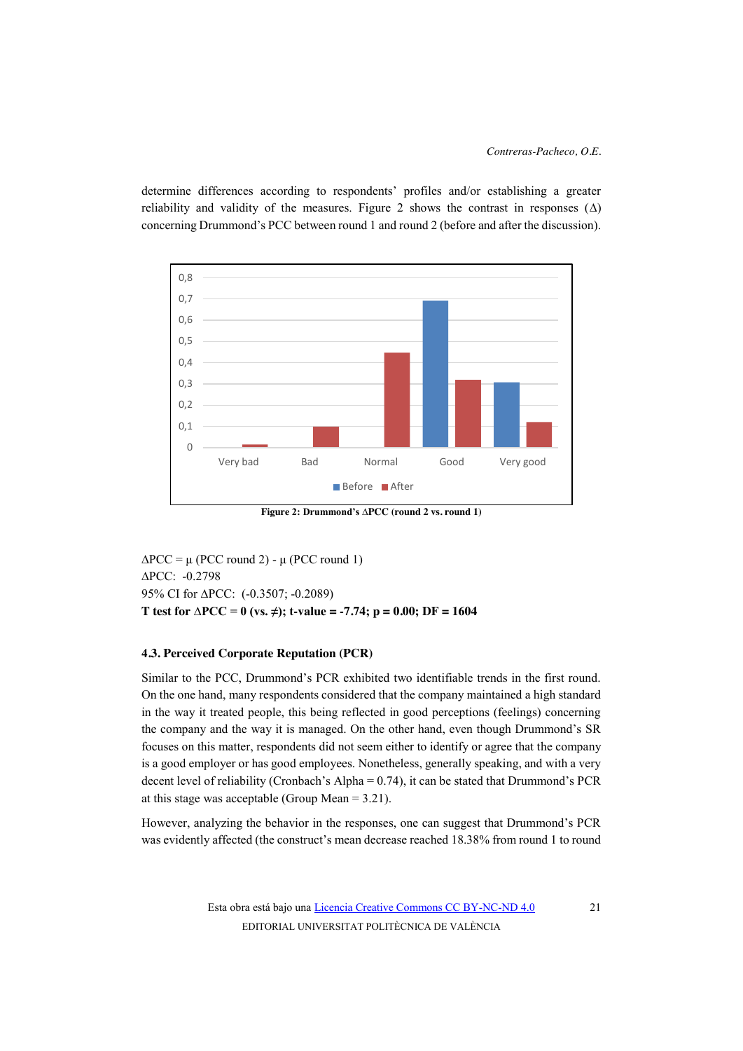determine differences according to respondents' profiles and/or establishing a greater reliability and validity of the measures. Figure 2 shows the contrast in responses ($\Delta$) concerning Drummond's PCC between round 1 and round 2 (before and after the discussion).

**Figure 2: Drummond's ΔPCC (round 2 vs. round 1)**

$\Delta PCC = \mu$ (PCC round 2) - $\mu$ (PCC round 1)
ΔPCC: -0.2798
95% CI for ΔPCC: (-0.3507; -0.2089)
**T test for ΔPCC = 0 (vs. ≠); t-value = -7.74; p = 0.00; DF = 1604**

### 4.3. Perceived Corporate Reputation (PCR)

Similar to the PCC, Drummond's PCR exhibited two identifiable trends in the first round. On the one hand, many respondents considered that the company maintained a high standard in the way it treated people, this being reflected in good perceptions (feelings) concerning the company and the way it is managed. On the other hand, even though Drummond's SR focuses on this matter, respondents did not seem either to identify or agree that the company is a good employer or has good employees. Nonetheless, generally speaking, and with a very decent level of reliability (Cronbach's Alpha = 0.74), it can be stated that Drummond's PCR at this stage was acceptable (Group Mean = 3.21).

However, analyzing the behavior in the responses, one can suggest that Drummond's PCR was evidently affected (the construct's mean decrease reached 18.38% from round 1 to round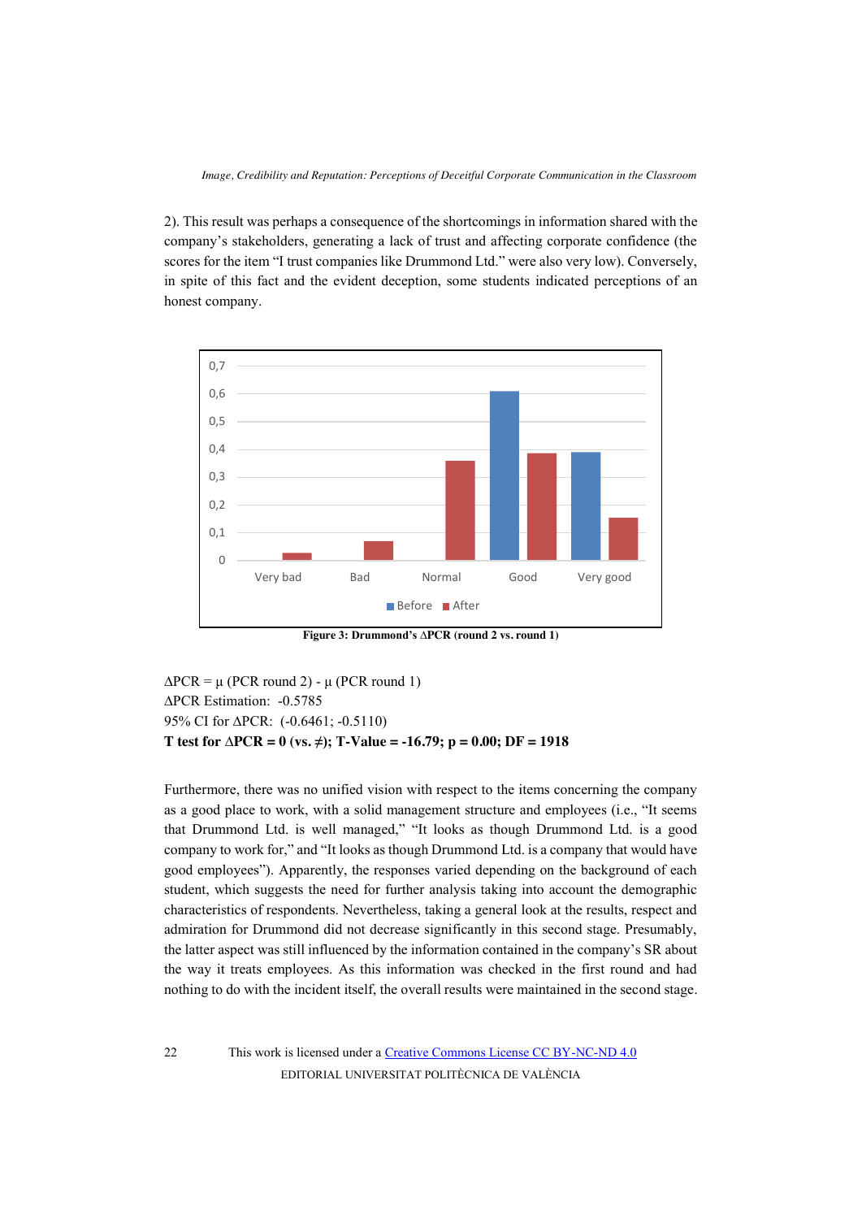2). This result was perhaps a consequence of the shortcomings in information shared with the company's stakeholders, generating a lack of trust and affecting corporate confidence (the scores for the item "I trust companies like Drummond Ltd." were also very low). Conversely, in spite of this fact and the evident deception, some students indicated perceptions of an honest company.

**Figure 3: Drummond's ΔPCR (round 2 vs. round 1)**

ΔPCR = μ (PCR round 2) - μ (PCR round 1)
ΔPCR Estimation: -0.5785
95% CI for ΔPCR: (-0.6461; -0.5110)
**T test for ΔPCR = 0 (vs. ≠); T-Value = -16.79; p = 0.00; DF = 1918**

Furthermore, there was no unified vision with respect to the items concerning the company as a good place to work, with a solid management structure and employees (i.e., "It seems that Drummond Ltd. is well managed," "It looks as though Drummond Ltd. is a good company to work for," and "It looks as though Drummond Ltd. is a company that would have good employees"). Apparently, the responses varied depending on the background of each student, which suggests the need for further analysis taking into account the demographic characteristics of respondents. Nevertheless, taking a general look at the results, respect and admiration for Drummond did not decrease significantly in this second stage. Presumably, the latter aspect was still influenced by the information contained in the company's SR about the way it treats employees. As this information was checked in the first round and had nothing to do with the incident itself, the overall results were maintained in the second stage.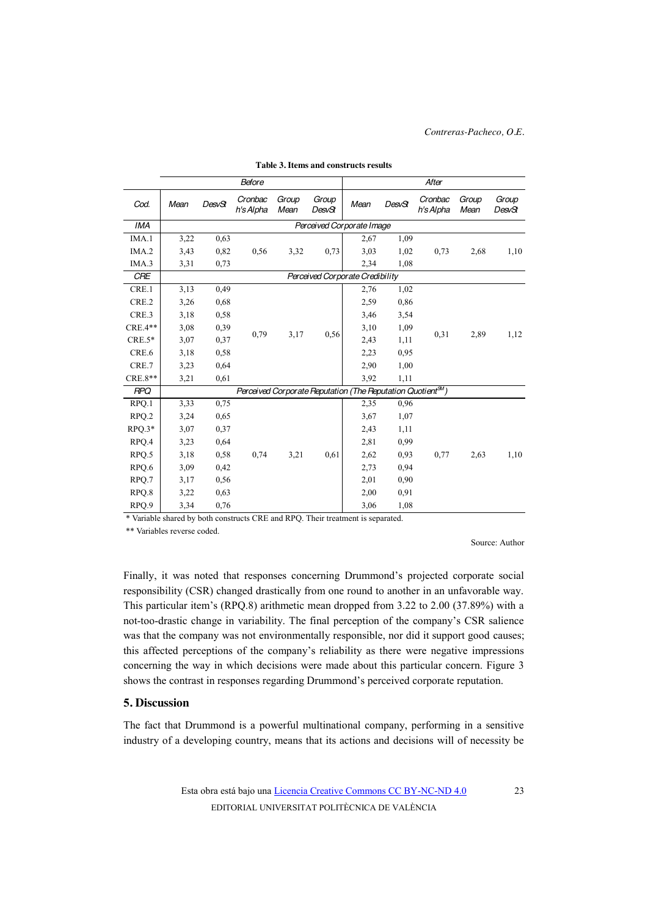**Table 3. Items and constructs results**

| Cod. | Before | | | | | After | | | | |
|---|---|---|---|---|---|---|---|---|---|---|
| | Mean | DesvSt | Cronbach's Alpha | Group Mean | Group DesvSt | Mean | DesvSt | Cronbach's Alpha | Group Mean | Group DesvSt |
| *IMA* | *Perceived Corporate Image* | | | | | | | | | |
| IMA.1 | 3,22 | 0,63 | 0,56 | 3,32 | 0,73 | 2,67 | 1,09 | 0,73 | 2,68 | 1,10 |
| IMA.2 | 3,43 | 0,82 | | | | 3,03 | 1,02 | | | |
| IMA.3 | 3,31 | 0,73 | | | | 2,34 | 1,08 | | | |
| *CRE* | *Perceived Corporate Credibility* | | | | | | | | | |
| CRE.1 | 3,13 | 0,49 | 0,79 | 3,17 | 0,56 | 2,76 | 1,02 | 0,31 | 2,89 | 1,12 |
| CRE.2 | 3,26 | 0,68 | | | | 2,59 | 0,86 | | | |
| CRE.3 | 3,18 | 0,58 | | | | 3,46 | 3,54 | | | |
| CRE.4** | 3,08 | 0,39 | | | | 3,10 | 1,09 | | | |
| CRE.5* | 3,07 | 0,37 | | | | 2,43 | 1,11 | | | |
| CRE.6 | 3,18 | 0,58 | | | | 2,23 | 0,95 | | | |
| CRE.7 | 3,23 | 0,64 | | | | 2,90 | 1,00 | | | |
| CRE.8** | 3,21 | 0,61 | | | | 3,92 | 1,11 | | | |
| *RPQ* | *Perceived Corporate Reputation (The Reputation Quotient$^{SM}$)* | | | | | | | | | |
| RPQ.1 | 3,33 | 0,75 | 0,74 | 3,21 | 0,61 | 2,35 | 0,96 | 0,77 | 2,63 | 1,10 |
| RPQ.2 | 3,24 | 0,65 | | | | 3,67 | 1,07 | | | |
| RPQ.3* | 3,07 | 0,37 | | | | 2,43 | 1,11 | | | |
| RPQ.4 | 3,23 | 0,64 | | | | 2,81 | 0,99 | | | |
| RPQ.5 | 3,18 | 0,58 | | | | 2,62 | 0,93 | | | |
| RPQ.6 | 3,09 | 0,42 | | | | 2,73 | 0,94 | | | |
| RPQ.7 | 3,17 | 0,56 | | | | 2,01 | 0,90 | | | |
| RPQ.8 | 3,22 | 0,63 | | | | 2,00 | 0,91 | | | |
| RPQ.9 | 3,34 | 0,76 | | | | 3,06 | 1,08 | | | |

\* Variable shared by both constructs CRE and RPQ. Their treatment is separated.

** Variables reverse coded.

Source: Author

Finally, it was noted that responses concerning Drummond's projected corporate social responsibility (CSR) changed drastically from one round to another in an unfavorable way. This particular item's (RPQ.8) arithmetic mean dropped from 3.22 to 2.00 (37.89%) with a not-too-drastic change in variability. The final perception of the company's CSR salience was that the company was not environmentally responsible, nor did it support good causes; this affected perceptions of the company's reliability as there were negative impressions concerning the way in which decisions were made about this particular concern. Figure 3 shows the contrast in responses regarding Drummond's perceived corporate reputation.

## 5. Discussion

The fact that Drummond is a powerful multinational company, performing in a sensitive industry of a developing country, means that its actions and decisions will of necessity be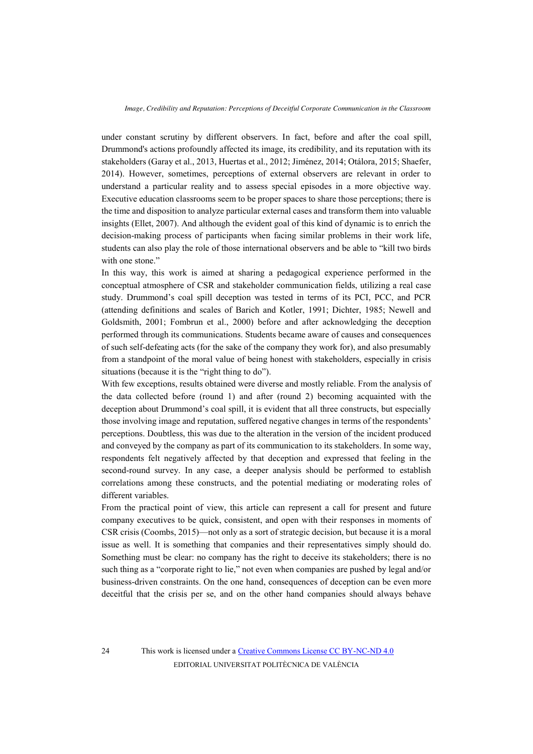under constant scrutiny by different observers. In fact, before and after the coal spill, Drummond's actions profoundly affected its image, its credibility, and its reputation with its stakeholders (Garay et al., 2013, Huertas et al., 2012; Jiménez, 2014; Otálora, 2015; Shaefer, 2014). However, sometimes, perceptions of external observers are relevant in order to understand a particular reality and to assess special episodes in a more objective way. Executive education classrooms seem to be proper spaces to share those perceptions; there is the time and disposition to analyze particular external cases and transform them into valuable insights (Ellet, 2007). And although the evident goal of this kind of dynamic is to enrich the decision-making process of participants when facing similar problems in their work life, students can also play the role of those international observers and be able to "kill two birds with one stone."

In this way, this work is aimed at sharing a pedagogical experience performed in the conceptual atmosphere of CSR and stakeholder communication fields, utilizing a real case study. Drummond's coal spill deception was tested in terms of its PCI, PCC, and PCR (attending definitions and scales of Barich and Kotler, 1991; Dichter, 1985; Newell and Goldsmith, 2001; Fombrun et al., 2000) before and after acknowledging the deception performed through its communications. Students became aware of causes and consequences of such self-defeating acts (for the sake of the company they work for), and also presumably from a standpoint of the moral value of being honest with stakeholders, especially in crisis situations (because it is the "right thing to do").

With few exceptions, results obtained were diverse and mostly reliable. From the analysis of the data collected before (round 1) and after (round 2) becoming acquainted with the deception about Drummond's coal spill, it is evident that all three constructs, but especially those involving image and reputation, suffered negative changes in terms of the respondents' perceptions. Doubtless, this was due to the alteration in the version of the incident produced and conveyed by the company as part of its communication to its stakeholders. In some way, respondents felt negatively affected by that deception and expressed that feeling in the second-round survey. In any case, a deeper analysis should be performed to establish correlations among these constructs, and the potential mediating or moderating roles of different variables.

From the practical point of view, this article can represent a call for present and future company executives to be quick, consistent, and open with their responses in moments of CSR crisis (Coombs, 2015)—not only as a sort of strategic decision, but because it is a moral issue as well. It is something that companies and their representatives simply should do. Something must be clear: no company has the right to deceive its stakeholders; there is no such thing as a "corporate right to lie," not even when companies are pushed by legal and/or business-driven constraints. On the one hand, consequences of deception can be even more deceitful that the crisis per se, and on the other hand companies should always behave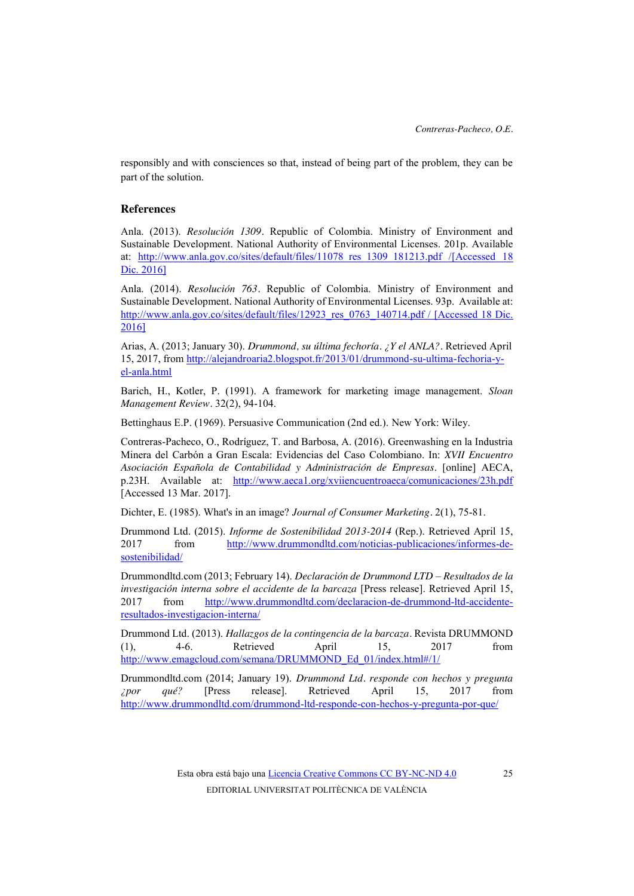responsibly and with consciences so that, instead of being part of the problem, they can be part of the solution.

## References

Anla. (2013). *Resolución 1309*. Republic of Colombia. Ministry of Environment and Sustainable Development. National Authority of Environmental Licenses. 201p. Available at: http://www.anla.gov.co/sites/default/files/11078_res_1309_181213.pdf /[Accessed 18 Dic. 2016]

Anla. (2014). *Resolución 763*. Republic of Colombia. Ministry of Environment and Sustainable Development. National Authority of Environmental Licenses. 93p. Available at: http://www.anla.gov.co/sites/default/files/12923_res_0763_140714.pdf / [Accessed 18 Dic. 2016]

Arias, A. (2013; January 30). *Drummond, su última fechoría. ¿Y el ANLA?*. Retrieved April 15, 2017, from http://alejandroaria2.blogspot.fr/2013/01/drummond-su-ultima-fechoria-y-el-anla.html

Barich, H., Kotler, P. (1991). A framework for marketing image management. *Sloan Management Review*. 32(2), 94-104.

Bettinghaus E.P. (1969). Persuasive Communication (2nd ed.). New York: Wiley.

Contreras-Pacheco, O., Rodríguez, T. and Barbosa, A. (2016). Greenwashing en la Industria Minera del Carbón a Gran Escala: Evidencias del Caso Colombiano. In: *XVII Encuentro Asociación Española de Contabilidad y Administración de Empresas*. [online] AECA, p.23H. Available at: http://www.aeca1.org/xviiencuentroaeca/comunicaciones/23h.pdf [Accessed 13 Mar. 2017].

Dichter, E. (1985). What's in an image? *Journal of Consumer Marketing*. 2(1), 75-81.

Drummond Ltd. (2015). *Informe de Sostenibilidad 2013-2014* (Rep.). Retrieved April 15, 2017 from http://www.drummondltd.com/noticias-publicaciones/informes-de-sostenibilidad/

Drummondltd.com (2013; February 14). *Declaración de Drummond LTD – Resultados de la investigación interna sobre el accidente de la barcaza* [Press release]. Retrieved April 15, 2017 from http://www.drummondltd.com/declaracion-de-drummond-ltd-accidente-resultados-investigacion-interna/

Drummond Ltd. (2013). *Hallazgos de la contingencia de la barcaza*. Revista DRUMMOND (1), 4-6. Retrieved April 15, 2017 from http://www.emagcloud.com/semana/DRUMMOND_Ed_01/index.html#/1/

Drummondltd.com (2014; January 19). *Drummond Ltd. responde con hechos y pregunta ¿por qué?* [Press release]. Retrieved April 15, 2017 from http://www.drummondltd.com/drummond-ltd-responde-con-hechos-y-pregunta-por-que/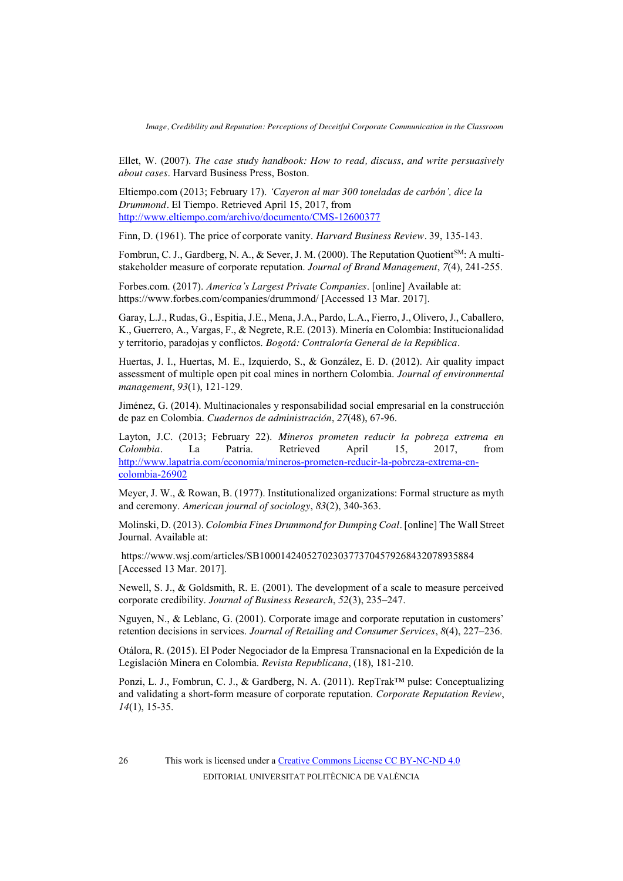Ellet, W. (2007). *The case study handbook: How to read, discuss, and write persuasively about cases*. Harvard Business Press, Boston.

Eltiempo.com (2013; February 17). *'Cayeron al mar 300 toneladas de carbón', dice la Drummond*. El Tiempo. Retrieved April 15, 2017, from http://www.eltiempo.com/archivo/documento/CMS-12600377

Finn, D. (1961). The price of corporate vanity. *Harvard Business Review*. 39, 135-143.

Fombrun, C. J., Gardberg, N. A., & Sever, J. M. (2000). The Reputation Quotient[SM]: A multi-stakeholder measure of corporate reputation. *Journal of Brand Management*, *7*(4), 241-255.

Forbes.com. (2017). *America's Largest Private Companies*. [online] Available at: https://www.forbes.com/companies/drummond/ [Accessed 13 Mar. 2017].

Garay, L.J., Rudas, G., Espitia, J.E., Mena, J.A., Pardo, L.A., Fierro, J., Olivero, J., Caballero, K., Guerrero, A., Vargas, F., & Negrete, R.E. (2013). Minería en Colombia: Institucionalidad y territorio, paradojas y conflictos. *Bogotá: Contraloría General de la República*.

Huertas, J. I., Huertas, M. E., Izquierdo, S., & González, E. D. (2012). Air quality impact assessment of multiple open pit coal mines in northern Colombia. *Journal of environmental management*, *93*(1), 121-129.

Jiménez, G. (2014). Multinacionales y responsabilidad social empresarial en la construcción de paz en Colombia. *Cuadernos de administración*, *27*(48), 67-96.

Layton, J.C. (2013; February 22). *Mineros prometen reducir la pobreza extrema en Colombia*. La Patria. Retrieved April 15, 2017, from http://www.lapatria.com/economia/mineros-prometen-reducir-la-pobreza-extrema-en-colombia-26902

Meyer, J. W., & Rowan, B. (1977). Institutionalized organizations: Formal structure as myth and ceremony. *American journal of sociology*, *83*(2), 340-363.

Molinski, D. (2013). *Colombia Fines Drummond for Dumping Coal*. [online] The Wall Street Journal. Available at: https://www.wsj.com/articles/SB10001424052702303773704579268432078935884 [Accessed 13 Mar. 2017].

Newell, S. J., & Goldsmith, R. E. (2001). The development of a scale to measure perceived corporate credibility. *Journal of Business Research*, *52*(3), 235–247.

Nguyen, N., & Leblanc, G. (2001). Corporate image and corporate reputation in customers' retention decisions in services. *Journal of Retailing and Consumer Services*, *8*(4), 227–236.

Otálora, R. (2015). El Poder Negociador de la Empresa Transnacional en la Expedición de la Legislación Minera en Colombia. *Revista Republicana*, (18), 181-210.

Ponzi, L. J., Fombrun, C. J., & Gardberg, N. A. (2011). RepTrak™ pulse: Conceptualizing and validating a short-form measure of corporate reputation. *Corporate Reputation Review*, *14*(1), 15-35.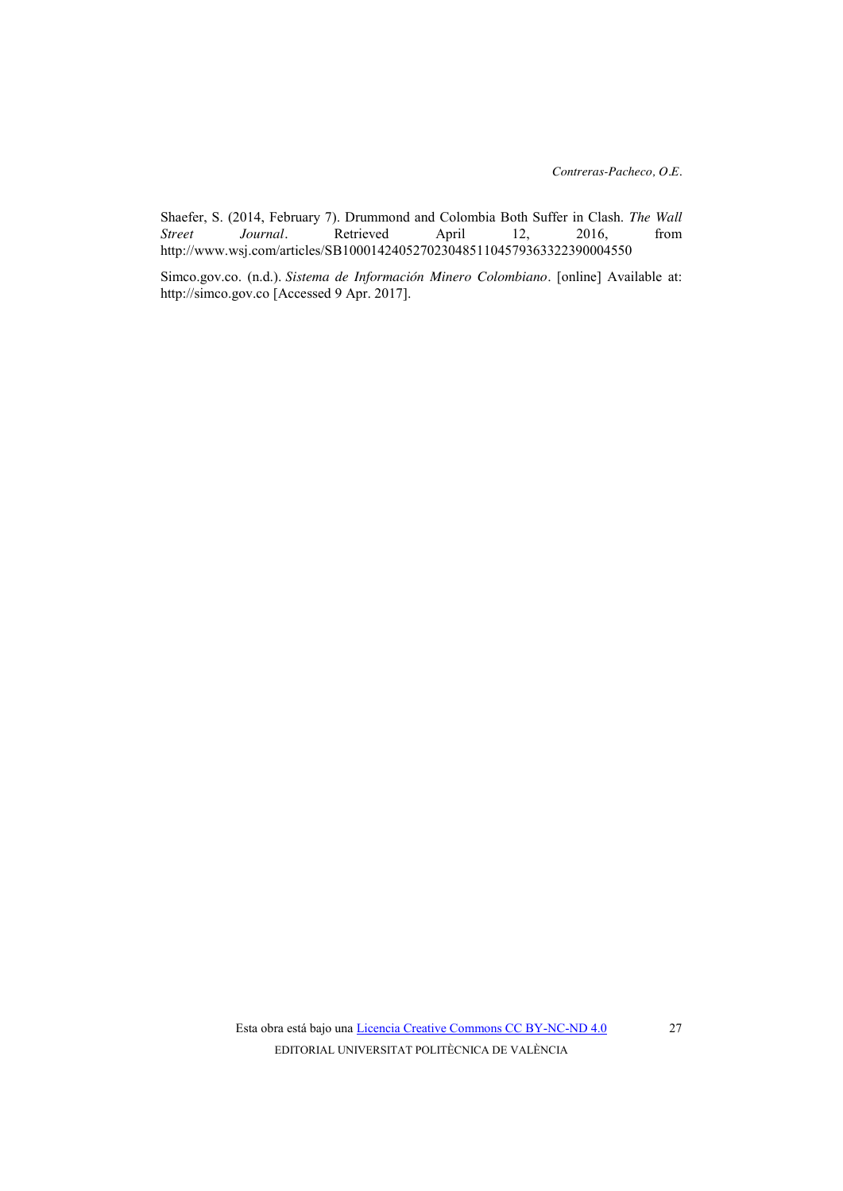Shaefer, S. (2014, February 7). Drummond and Colombia Both Suffer in Clash. *The Wall Street Journal*. Retrieved April 12, 2016, from http://www.wsj.com/articles/SB10001424052702304851104579363322390004550

Simco.gov.co. (n.d.). *Sistema de Información Minero Colombiano*. [online] Available at: http://simco.gov.co [Accessed 9 Apr. 2017].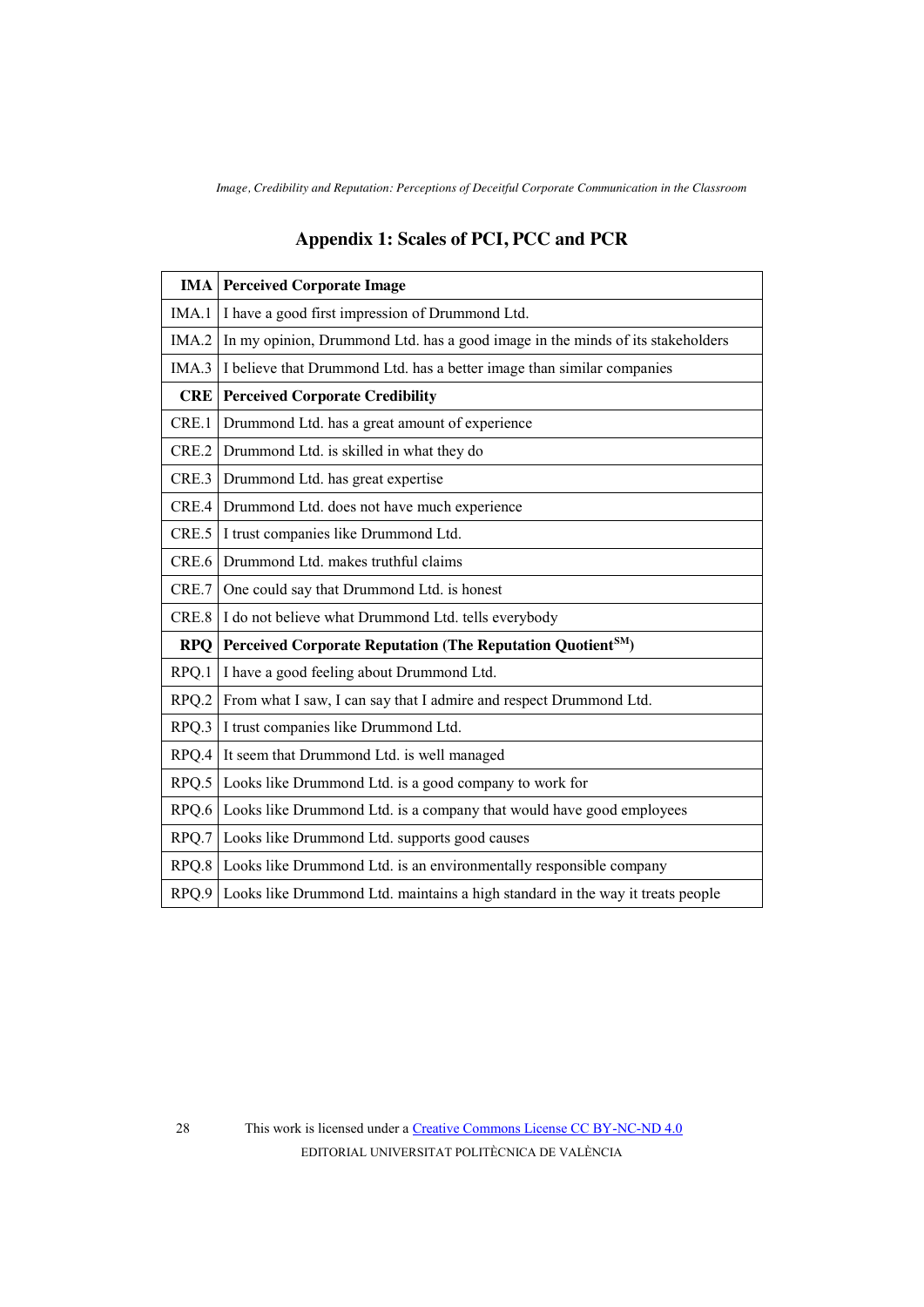## Appendix 1: Scales of PCI, PCC and PCR

| **IMA** | **Perceived Corporate Image** |
|---|---|
| IMA.1 | I have a good first impression of Drummond Ltd. |
| IMA.2 | In my opinion, Drummond Ltd. has a good image in the minds of its stakeholders |
| IMA.3 | I believe that Drummond Ltd. has a better image than similar companies |
| **CRE** | **Perceived Corporate Credibility** |
| CRE.1 | Drummond Ltd. has a great amount of experience |
| CRE.2 | Drummond Ltd. is skilled in what they do |
| CRE.3 | Drummond Ltd. has great expertise |
| CRE.4 | Drummond Ltd. does not have much experience |
| CRE.5 | I trust companies like Drummond Ltd. |
| CRE.6 | Drummond Ltd. makes truthful claims |
| CRE.7 | One could say that Drummond Ltd. is honest |
| CRE.8 | I do not believe what Drummond Ltd. tells everybody |
| **RPQ** | **Perceived Corporate Reputation (The Reputation Quotient[SM])** |
| RPQ.1 | I have a good feeling about Drummond Ltd. |
| RPQ.2 | From what I saw, I can say that I admire and respect Drummond Ltd. |
| RPQ.3 | I trust companies like Drummond Ltd. |
| RPQ.4 | It seem that Drummond Ltd. is well managed |
| RPQ.5 | Looks like Drummond Ltd. is a good company to work for |
| RPQ.6 | Looks like Drummond Ltd. is a company that would have good employees |
| RPQ.7 | Looks like Drummond Ltd. supports good causes |
| RPQ.8 | Looks like Drummond Ltd. is an environmentally responsible company |
| RPQ.9 | Looks like Drummond Ltd. maintains a high standard in the way it treats people |

This work is licensed under a [Creative Commons License CC BY-NC-ND 4.0]

EDITORIAL UNIVERSITAT POLITÈCNICA DE VALÈNCIA